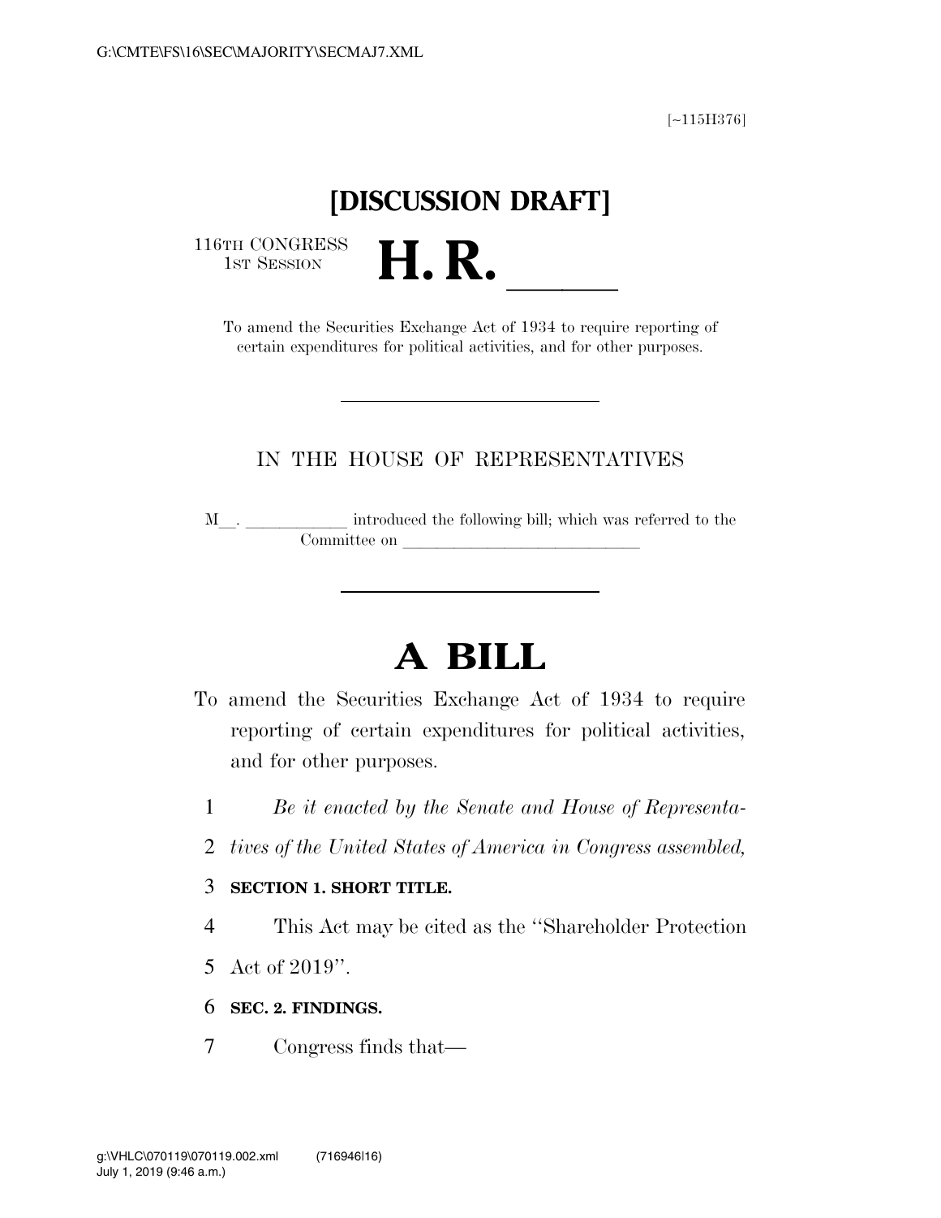[~115H376]

**[DISCUSSION DRAFT]**

116TH CONGRESS
1ST SESSION

# H. R. ______

To amend the Securities Exchange Act of 1934 to require reporting of certain expenditures for political activities, and for other purposes.

---

IN THE HOUSE OF REPRESENTATIVES

M__. ____________ introduced the following bill; which was referred to the Committee on ____________________________

---

# A BILL

To amend the Securities Exchange Act of 1934 to require reporting of certain expenditures for political activities, and for other purposes.

*Be it enacted by the Senate and House of Representatives of the United States of America in Congress assembled,*

**SECTION 1. SHORT TITLE.**

This Act may be cited as the ''Shareholder Protection Act of 2019''.

**SEC. 2. FINDINGS.**

Congress finds that—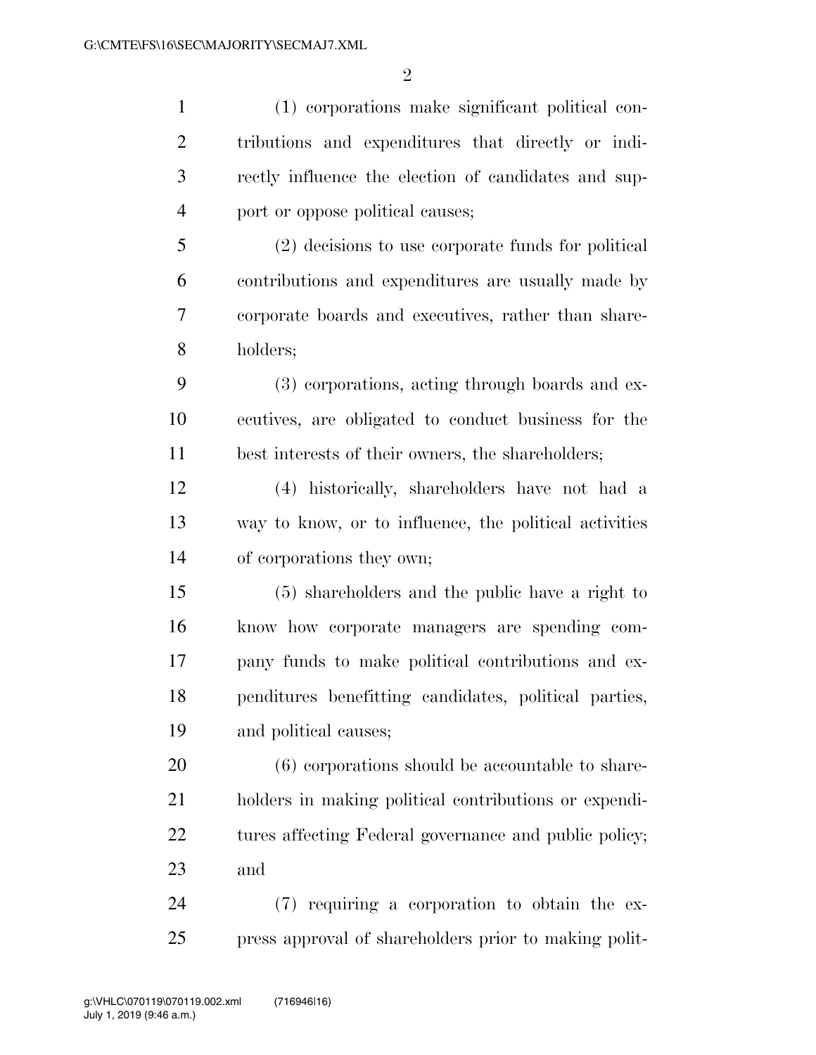(1) corporations make significant political contributions and expenditures that directly or indirectly influence the election of candidates and support or oppose political causes;

(2) decisions to use corporate funds for political contributions and expenditures are usually made by corporate boards and executives, rather than shareholders;

(3) corporations, acting through boards and executives, are obligated to conduct business for the best interests of their owners, the shareholders;

(4) historically, shareholders have not had a way to know, or to influence, the political activities of corporations they own;

(5) shareholders and the public have a right to know how corporate managers are spending company funds to make political contributions and expenditures benefitting candidates, political parties, and political causes;

(6) corporations should be accountable to shareholders in making political contributions or expenditures affecting Federal governance and public policy; and

(7) requiring a corporation to obtain the express approval of shareholders prior to making polit-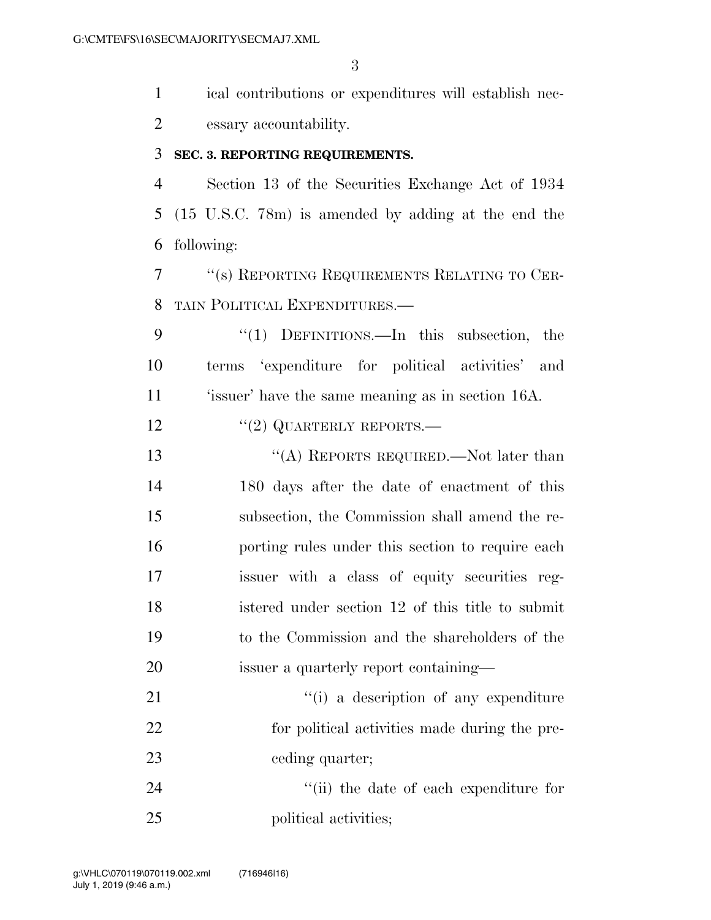ical contributions or expenditures will establish necessary accountability.

**SEC. 3. REPORTING REQUIREMENTS.**

Section 13 of the Securities Exchange Act of 1934 (15 U.S.C. 78m) is amended by adding at the end the following:

"(s) REPORTING REQUIREMENTS RELATING TO CERTAIN POLITICAL EXPENDITURES.—

"(1) DEFINITIONS.—In this subsection, the terms 'expenditure for political activities' and 'issuer' have the same meaning as in section 16A.

"(2) QUARTERLY REPORTS.—

"(A) REPORTS REQUIRED.—Not later than 180 days after the date of enactment of this subsection, the Commission shall amend the reporting rules under this section to require each issuer with a class of equity securities registered under section 12 of this title to submit to the Commission and the shareholders of the issuer a quarterly report containing—

"(i) a description of any expenditure for political activities made during the preceding quarter;

"(ii) the date of each expenditure for political activities;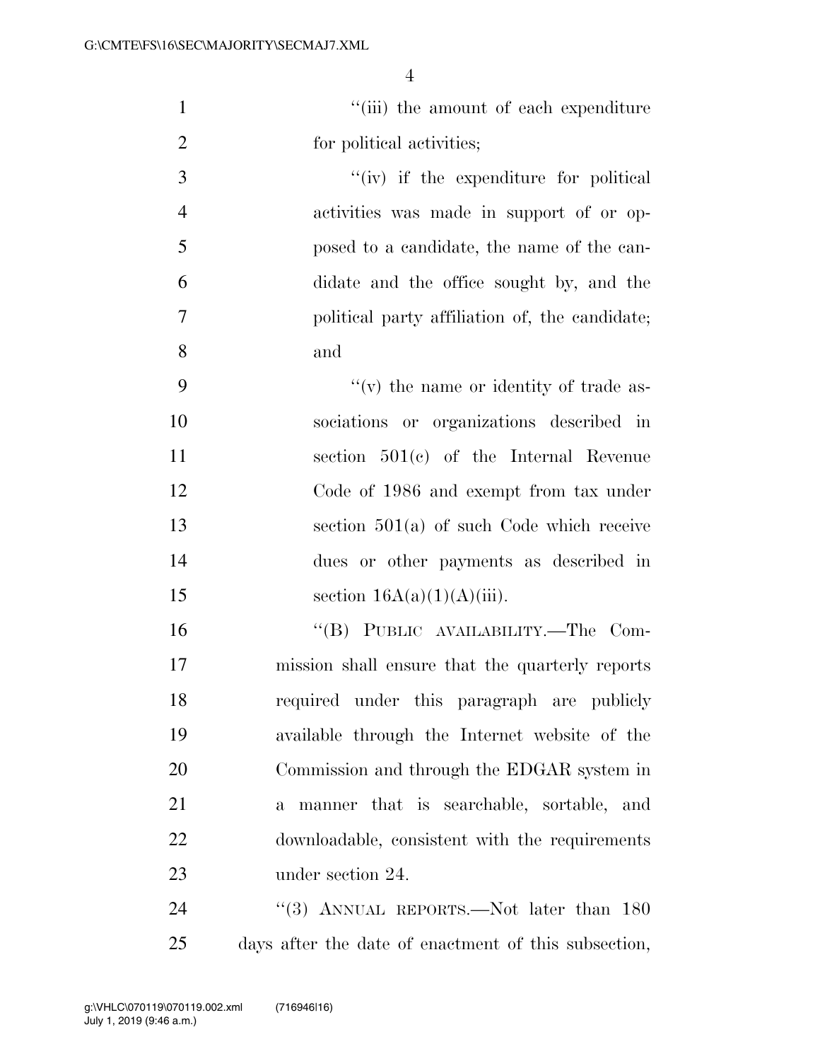"(iii) the amount of each expenditure for political activities;

"(iv) if the expenditure for political activities was made in support of or opposed to a candidate, the name of the candidate and the office sought by, and the political party affiliation of, the candidate; and

"(v) the name or identity of trade associations or organizations described in section 501(c) of the Internal Revenue Code of 1986 and exempt from tax under section 501(a) of such Code which receive dues or other payments as described in section 16A(a)(1)(A)(iii).

"(B) PUBLIC AVAILABILITY.—The Commission shall ensure that the quarterly reports required under this paragraph are publicly available through the Internet website of the Commission and through the EDGAR system in a manner that is searchable, sortable, and downloadable, consistent with the requirements under section 24.

"(3) ANNUAL REPORTS.—Not later than 180 days after the date of enactment of this subsection,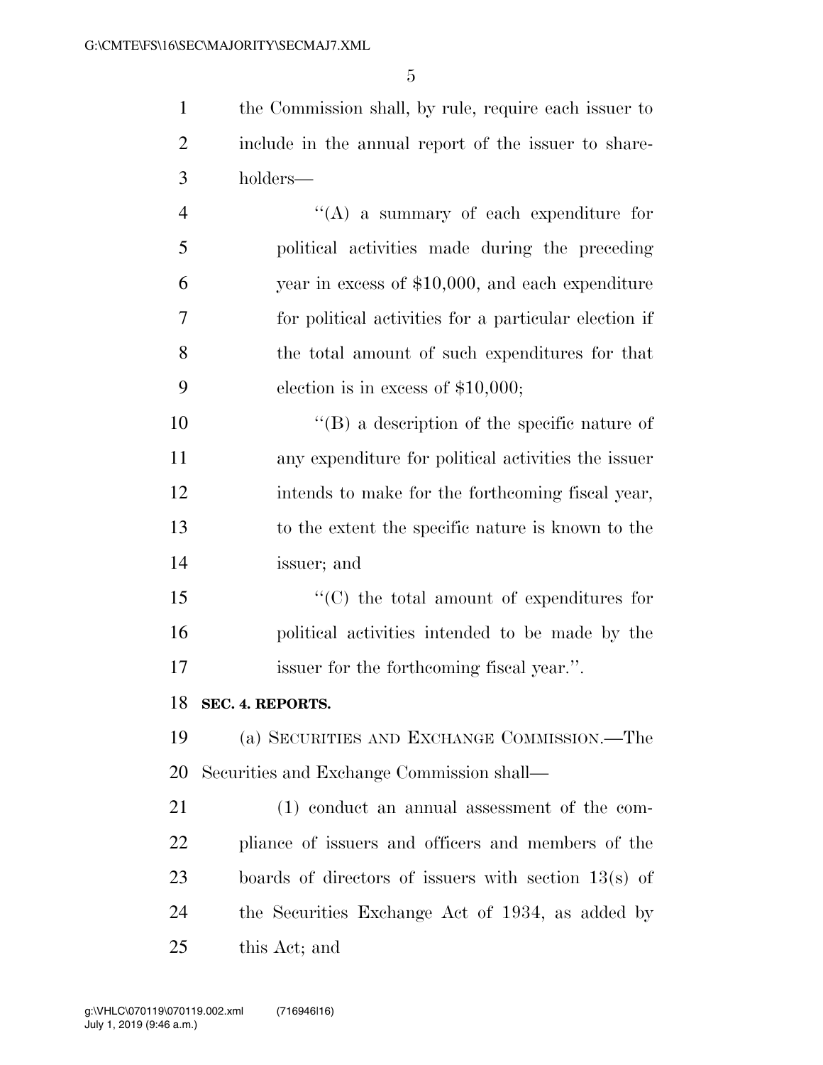the Commission shall, by rule, require each issuer to include in the annual report of the issuer to shareholders—

''(A) a summary of each expenditure for political activities made during the preceding year in excess of $10,000, and each expenditure for political activities for a particular election if the total amount of such expenditures for that election is in excess of $10,000;

''(B) a description of the specific nature of any expenditure for political activities the issuer intends to make for the forthcoming fiscal year, to the extent the specific nature is known to the issuer; and

''(C) the total amount of expenditures for political activities intended to be made by the issuer for the forthcoming fiscal year.''.

**SEC. 4. REPORTS.**

(a) SECURITIES AND EXCHANGE COMMISSION.—The Securities and Exchange Commission shall—

(1) conduct an annual assessment of the compliance of issuers and officers and members of the boards of directors of issuers with section 13(s) of the Securities Exchange Act of 1934, as added by this Act; and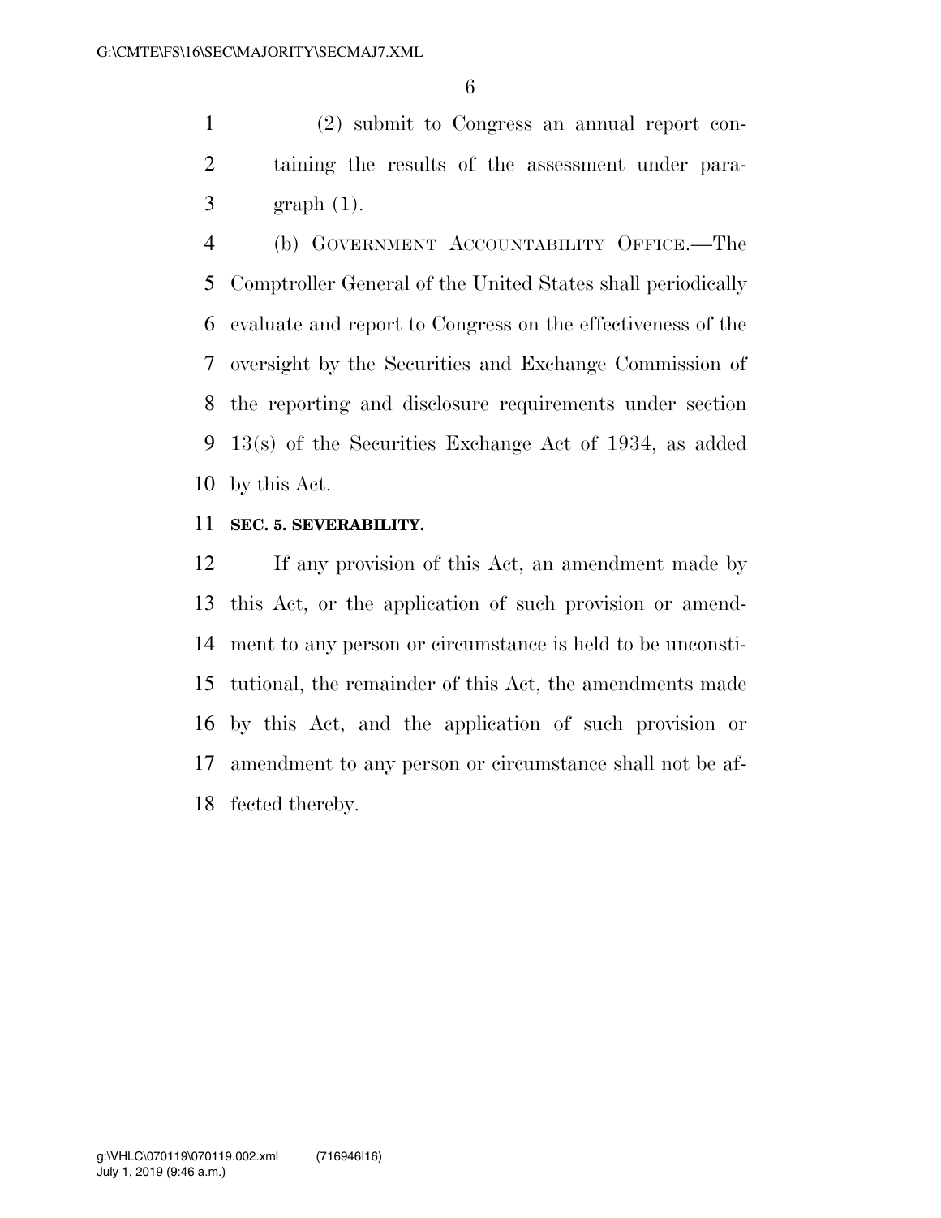(2) submit to Congress an annual report containing the results of the assessment under paragraph (1).

(b) GOVERNMENT ACCOUNTABILITY OFFICE.—The Comptroller General of the United States shall periodically evaluate and report to Congress on the effectiveness of the oversight by the Securities and Exchange Commission of the reporting and disclosure requirements under section 13(s) of the Securities Exchange Act of 1934, as added by this Act.

**SEC. 5. SEVERABILITY.**

If any provision of this Act, an amendment made by this Act, or the application of such provision or amendment to any person or circumstance is held to be unconstitutional, the remainder of this Act, the amendments made by this Act, and the application of such provision or amendment to any person or circumstance shall not be affected thereby.